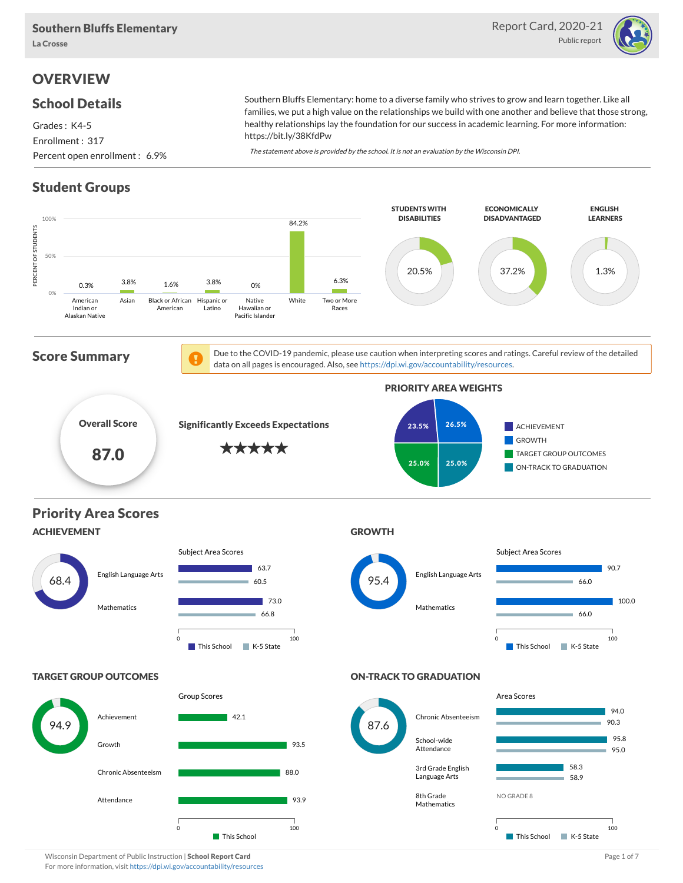**Southern Bluffs Elementary**
La Crosse

Report Card, 2020-21
Public report

# OVERVIEW

## School Details

Grades : K4-5
Enrollment : 317
Percent open enrollment : 6.9%

Southern Bluffs Elementary: home to a diverse family who strives to grow and learn together. Like all families, we put a high value on the relationships we build with one another and believe that those strong, healthy relationships lay the foundation for our success in academic learning. For more information: https://bit.ly/38KfdPw

*The statement above is provided by the school. It is not an evaluation by the Wisconsin DPI.*

## Student Groups

| Group | Percent of Students |
|---|---|
| American Indian or Alaskan Native | 0.3% |
| Asian | 3.8% |
| Black or African American | 1.6% |
| Hispanic or Latino | 3.8% |
| Native Hawaiian or Pacific Islander | 0% |
| White | 84.2% |
| Two or More Races | 6.3% |

| STUDENTS WITH DISABILITIES | ECONOMICALLY DISADVANTAGED | ENGLISH LEARNERS |
|---|---|---|
| 20.5% | 37.2% | 1.3% |

## Score Summary

Due to the COVID-19 pandemic, please use caution when interpreting scores and ratings. Careful review of the detailed data on all pages is encouraged. Also, see https://dpi.wi.gov/accountability/resources.

**Overall Score**
**87.0**

**Significantly Exceeds Expectations**
★★★★★

### PRIORITY AREA WEIGHTS

| Priority Area | Weight |
|---|---|
| ACHIEVEMENT | 23.5% |
| GROWTH | 26.5% |
| TARGET GROUP OUTCOMES | 25.0% |
| ON-TRACK TO GRADUATION | 25.0% |

## Priority Area Scores

### ACHIEVEMENT

**68.4**

Subject Area Scores

| Subject | This School | K-5 State |
|---|---|---|
| English Language Arts | 63.7 | 60.5 |
| Mathematics | 73.0 | 66.8 |

### GROWTH

**95.4**

Subject Area Scores

| Subject | This School | K-5 State |
|---|---|---|
| English Language Arts | 90.7 | 66.0 |
| Mathematics | 100.0 | 66.0 |

### TARGET GROUP OUTCOMES

**94.9**

Group Scores

| Group | This School |
|---|---|
| Achievement | 42.1 |
| Growth | 93.5 |
| Chronic Absenteeism | 88.0 |
| Attendance | 93.9 |

### ON-TRACK TO GRADUATION

**87.6**

Area Scores

| Area | This School | K-5 State |
|---|---|---|
| Chronic Absenteeism | 94.0 | 90.3 |
| School-wide Attendance | 95.8 | 95.0 |
| 3rd Grade English Language Arts | 58.3 | 58.9 |
| 8th Grade Mathematics | NO GRADE 8 | |

Wisconsin Department of Public Instruction | **School Report Card**
For more information, visit https://dpi.wi.gov/accountability/resources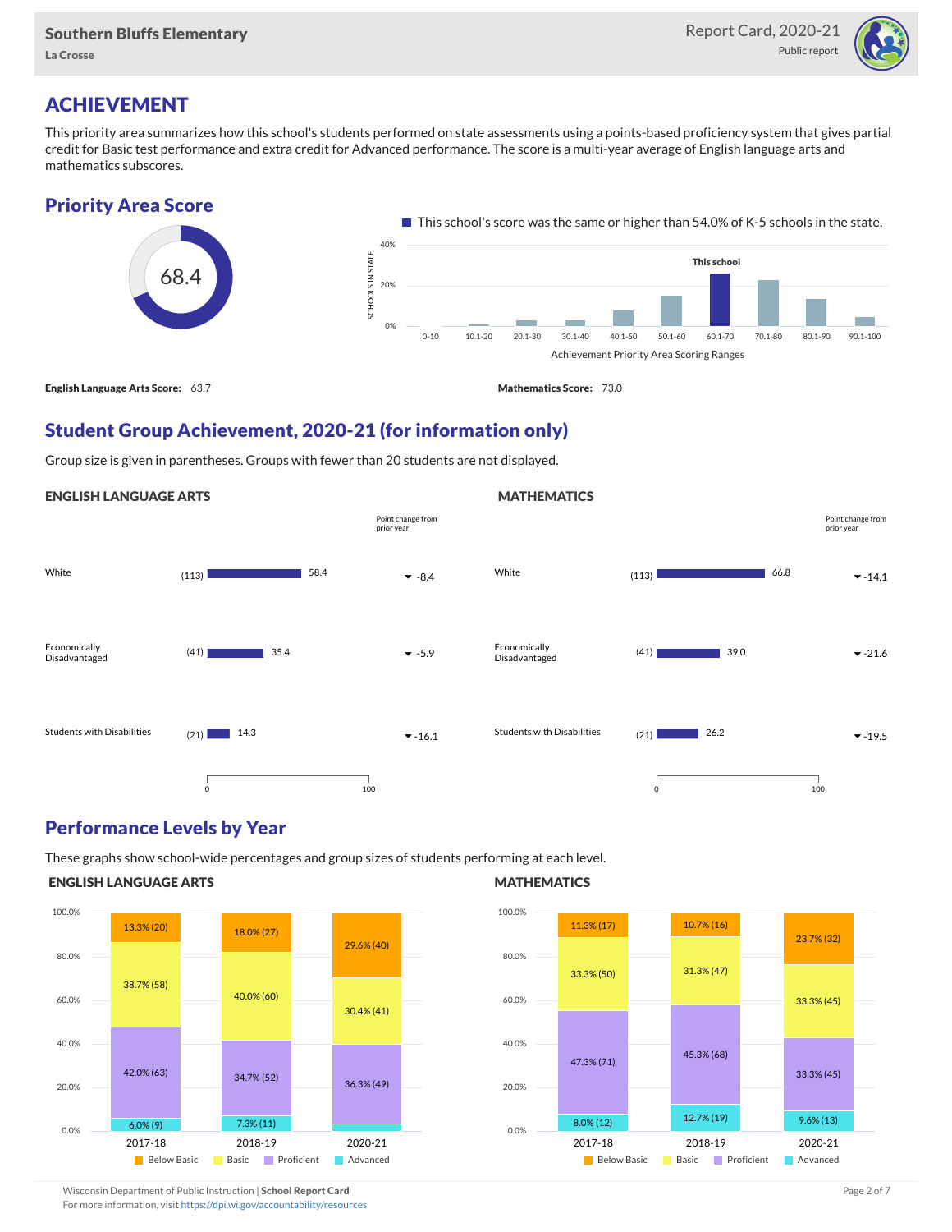# ACHIEVEMENT

This priority area summarizes how this school's students performed on state assessments using a points-based proficiency system that gives partial credit for Basic test performance and extra credit for Advanced performance. The score is a multi-year average of English language arts and mathematics subscores.

## Priority Area Score

68.4

This school's score was the same or higher than 54.0% of K-5 schools in the state.

**English Language Arts Score:** 63.7

**Mathematics Score:** 73.0

## Student Group Achievement, 2020-21 (for information only)

Group size is given in parentheses. Groups with fewer than 20 students are not displayed.

### ENGLISH LANGUAGE ARTS

| Group | Size | Score | Point change from prior year |
|---|---|---|---|
| White | (113) | 58.4 | -8.4 |
| Economically Disadvantaged | (41) | 35.4 | -5.9 |
| Students with Disabilities | (21) | 14.3 | -16.1 |

### MATHEMATICS

| Group | Size | Score | Point change from prior year |
|---|---|---|---|
| White | (113) | 66.8 | -14.1 |
| Economically Disadvantaged | (41) | 39.0 | -21.6 |
| Students with Disabilities | (21) | 26.2 | -19.5 |

## Performance Levels by Year

These graphs show school-wide percentages and group sizes of students performing at each level.

### ENGLISH LANGUAGE ARTS

| Level | 2017-18 | 2018-19 | 2020-21 |
|---|---|---|---|
| Below Basic | 13.3% (20) | 18.0% (27) | 29.6% (40) |
| Basic | 38.7% (58) | 40.0% (60) | 30.4% (41) |
| Proficient | 42.0% (63) | 34.7% (52) | 36.3% (49) |
| Advanced | 6.0% (9) | 7.3% (11) | |

### MATHEMATICS

| Level | 2017-18 | 2018-19 | 2020-21 |
|---|---|---|---|
| Below Basic | 11.3% (17) | 10.7% (16) | 23.7% (32) |
| Basic | 33.3% (50) | 31.3% (47) | 33.3% (45) |
| Proficient | 47.3% (71) | 45.3% (68) | 33.3% (45) |
| Advanced | 8.0% (12) | 12.7% (19) | 9.6% (13) |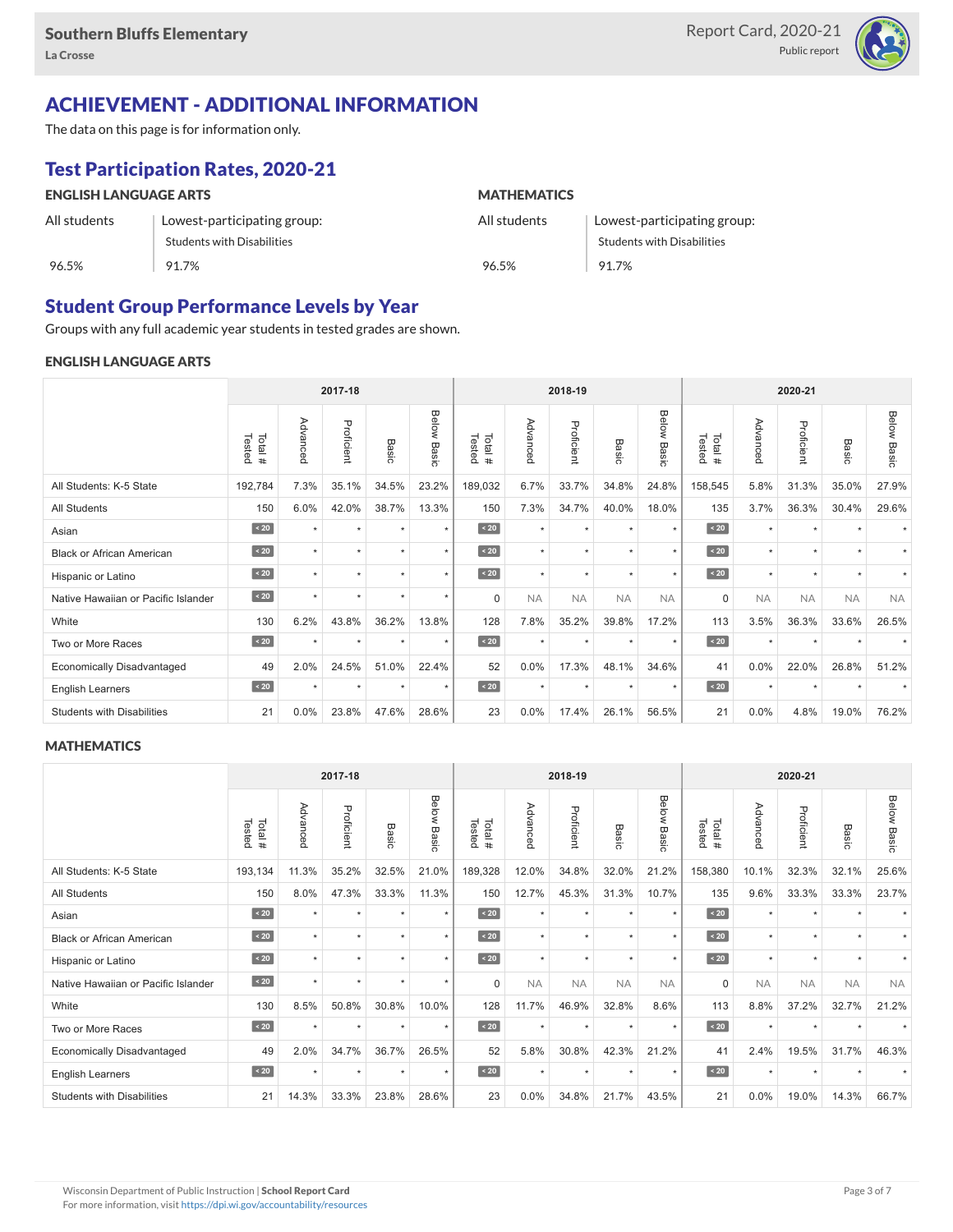Southern Bluffs Elementary
La Crosse

Report Card, 2020-21
Public report

## ACHIEVEMENT - ADDITIONAL INFORMATION

The data on this page is for information only.

### Test Participation Rates, 2020-21

#### ENGLISH LANGUAGE ARTS

| All students | Lowest-participating group: Students with Disabilities |
|---|---|
| 96.5% | 91.7% |

#### MATHEMATICS

| All students | Lowest-participating group: Students with Disabilities |
|---|---|
| 96.5% | 91.7% |

### Student Group Performance Levels by Year

Groups with any full academic year students in tested grades are shown.

#### ENGLISH LANGUAGE ARTS

| | 2017-18 | | | | | 2018-19 | | | | | 2020-21 | | | | |
|---|---|---|---|---|---|---|---|---|---|---|---|---|---|---|---|
| | Total # Tested | Advanced | Proficient | Basic | Below Basic | Total # Tested | Advanced | Proficient | Basic | Below Basic | Total # Tested | Advanced | Proficient | Basic | Below Basic |
| All Students: K-5 State | 192,784 | 7.3% | 35.1% | 34.5% | 23.2% | 189,032 | 6.7% | 33.7% | 34.8% | 24.8% | 158,545 | 5.8% | 31.3% | 35.0% | 27.9% |
| All Students | 150 | 6.0% | 42.0% | 38.7% | 13.3% | 150 | 7.3% | 34.7% | 40.0% | 18.0% | 135 | 3.7% | 36.3% | 30.4% | 29.6% |
| Asian | < 20 | * | * | * | * | < 20 | * | * | * | * | < 20 | * | * | * | * |
| Black or African American | < 20 | * | * | * | * | < 20 | * | * | * | * | < 20 | * | * | * | * |
| Hispanic or Latino | < 20 | * | * | * | * | < 20 | * | * | * | * | < 20 | * | * | * | * |
| Native Hawaiian or Pacific Islander | < 20 | * | * | * | * | 0 | NA | NA | NA | NA | 0 | NA | NA | NA | NA |
| White | 130 | 6.2% | 43.8% | 36.2% | 13.8% | 128 | 7.8% | 35.2% | 39.8% | 17.2% | 113 | 3.5% | 36.3% | 33.6% | 26.5% |
| Two or More Races | < 20 | * | * | * | * | < 20 | * | * | * | * | < 20 | * | * | * | * |
| Economically Disadvantaged | 49 | 2.0% | 24.5% | 51.0% | 22.4% | 52 | 0.0% | 17.3% | 48.1% | 34.6% | 41 | 0.0% | 22.0% | 26.8% | 51.2% |
| English Learners | < 20 | * | * | * | * | < 20 | * | * | * | * | < 20 | * | * | * | * |
| Students with Disabilities | 21 | 0.0% | 23.8% | 47.6% | 28.6% | 23 | 0.0% | 17.4% | 26.1% | 56.5% | 21 | 0.0% | 4.8% | 19.0% | 76.2% |

#### MATHEMATICS

| | 2017-18 | | | | | 2018-19 | | | | | 2020-21 | | | | |
|---|---|---|---|---|---|---|---|---|---|---|---|---|---|---|---|
| | Total # Tested | Advanced | Proficient | Basic | Below Basic | Total # Tested | Advanced | Proficient | Basic | Below Basic | Total # Tested | Advanced | Proficient | Basic | Below Basic |
| All Students: K-5 State | 193,134 | 11.3% | 35.2% | 32.5% | 21.0% | 189,328 | 12.0% | 34.8% | 32.0% | 21.2% | 158,380 | 10.1% | 32.3% | 32.1% | 25.6% |
| All Students | 150 | 8.0% | 47.3% | 33.3% | 11.3% | 150 | 12.7% | 45.3% | 31.3% | 10.7% | 135 | 9.6% | 33.3% | 33.3% | 23.7% |
| Asian | < 20 | * | * | * | * | < 20 | * | * | * | * | < 20 | * | * | * | * |
| Black or African American | < 20 | * | * | * | * | < 20 | * | * | * | * | < 20 | * | * | * | * |
| Hispanic or Latino | < 20 | * | * | * | * | < 20 | * | * | * | * | < 20 | * | * | * | * |
| Native Hawaiian or Pacific Islander | < 20 | * | * | * | * | 0 | NA | NA | NA | NA | 0 | NA | NA | NA | NA |
| White | 130 | 8.5% | 50.8% | 30.8% | 10.0% | 128 | 11.7% | 46.9% | 32.8% | 8.6% | 113 | 8.8% | 37.2% | 32.7% | 21.2% |
| Two or More Races | < 20 | * | * | * | * | < 20 | * | * | * | * | < 20 | * | * | * | * |
| Economically Disadvantaged | 49 | 2.0% | 34.7% | 36.7% | 26.5% | 52 | 5.8% | 30.8% | 42.3% | 21.2% | 41 | 2.4% | 19.5% | 31.7% | 46.3% |
| English Learners | < 20 | * | * | * | * | < 20 | * | * | * | * | < 20 | * | * | * | * |
| Students with Disabilities | 21 | 14.3% | 33.3% | 23.8% | 28.6% | 23 | 0.0% | 34.8% | 21.7% | 43.5% | 21 | 0.0% | 19.0% | 14.3% | 66.7% |

Wisconsin Department of Public Instruction | **School Report Card**
For more information, visit https://dpi.wi.gov/accountability/resources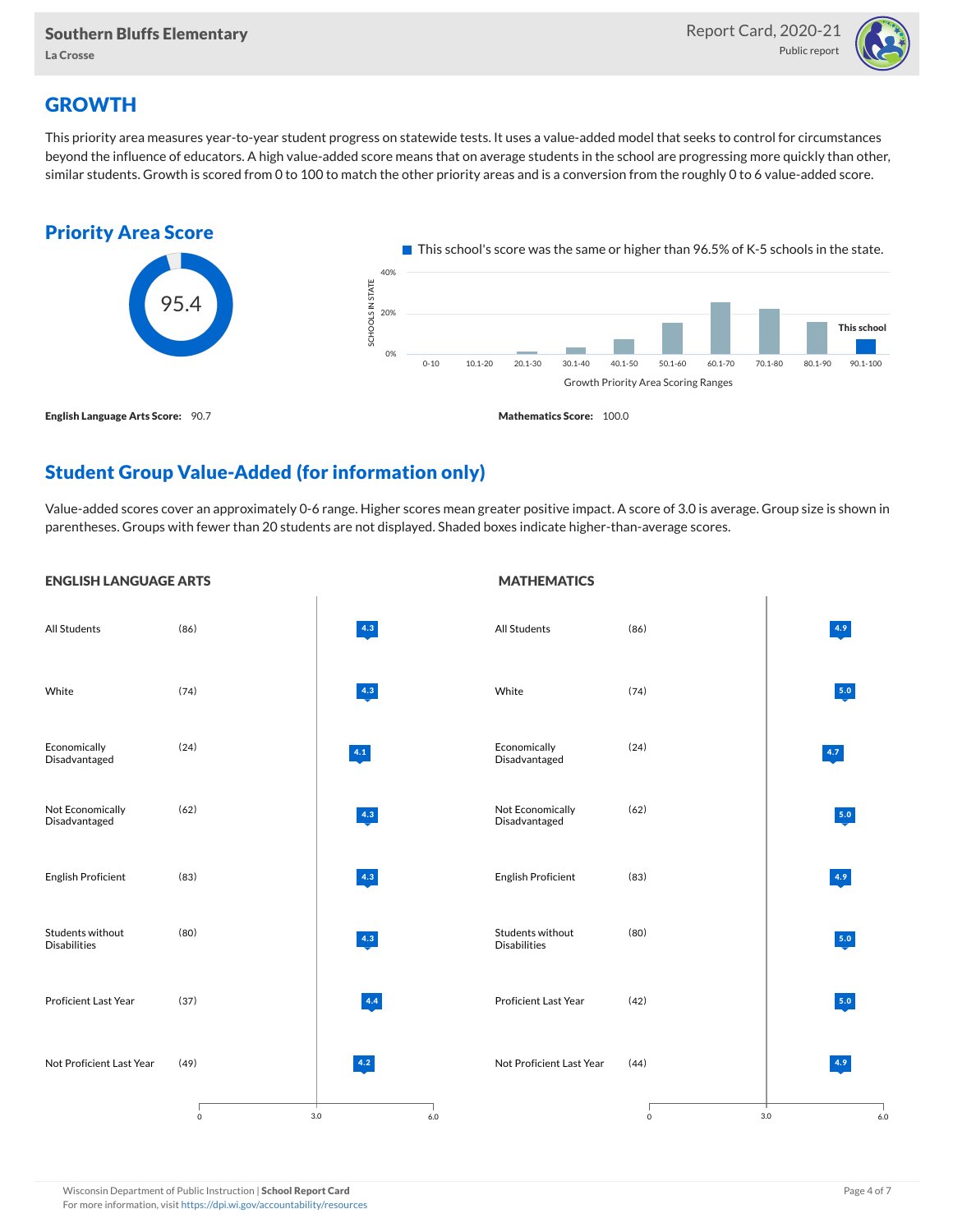## GROWTH

This priority area measures year-to-year student progress on statewide tests. It uses a value-added model that seeks to control for circumstances beyond the influence of educators. A high value-added score means that on average students in the school are progressing more quickly than other, similar students. Growth is scored from 0 to 100 to match the other priority areas and is a conversion from the roughly 0 to 6 value-added score.

### Priority Area Score

95.4

This school's score was the same or higher than 96.5% of K-5 schools in the state.

Growth Priority Area Scoring Ranges: 0-10, 10.1-20, 20.1-30, 30.1-40, 40.1-50, 50.1-60, 60.1-70, 70.1-80, 80.1-90, 90.1-100 (This school)

**English Language Arts Score:** 90.7

**Mathematics Score:** 100.0

### Student Group Value-Added (for information only)

Value-added scores cover an approximately 0-6 range. Higher scores mean greater positive impact. A score of 3.0 is average. Group size is shown in parentheses. Groups with fewer than 20 students are not displayed. Shaded boxes indicate higher-than-average scores.

#### ENGLISH LANGUAGE ARTS

| Group | Size | Score |
|---|---|---|
| All Students | (86) | 4.3 |
| White | (74) | 4.3 |
| Economically Disadvantaged | (24) | 4.1 |
| Not Economically Disadvantaged | (62) | 4.3 |
| English Proficient | (83) | 4.3 |
| Students without Disabilities | (80) | 4.3 |
| Proficient Last Year | (37) | 4.4 |
| Not Proficient Last Year | (49) | 4.2 |

#### MATHEMATICS

| Group | Size | Score |
|---|---|---|
| All Students | (86) | 4.9 |
| White | (74) | 5.0 |
| Economically Disadvantaged | (24) | 4.7 |
| Not Economically Disadvantaged | (62) | 5.0 |
| English Proficient | (83) | 4.9 |
| Students without Disabilities | (80) | 5.0 |
| Proficient Last Year | (42) | 5.0 |
| Not Proficient Last Year | (44) | 4.9 |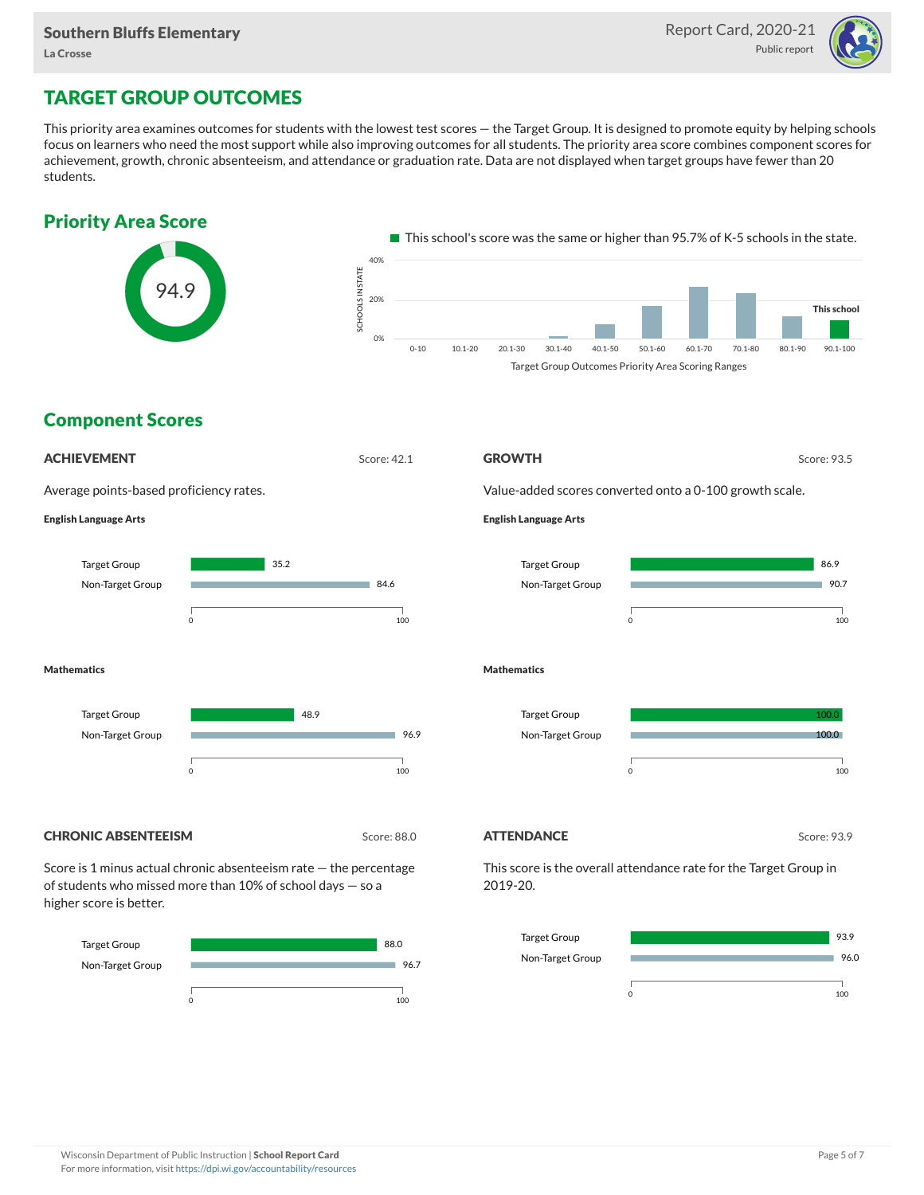# TARGET GROUP OUTCOMES

This priority area examines outcomes for students with the lowest test scores — the Target Group. It is designed to promote equity by helping schools focus on learners who need the most support while also improving outcomes for all students. The priority area score combines component scores for achievement, growth, chronic absenteeism, and attendance or graduation rate. Data are not displayed when target groups have fewer than 20 students.

## Priority Area Score

94.9

This school's score was the same or higher than 95.7% of K-5 schools in the state.

Target Group Outcomes Priority Area Scoring Ranges: 0-10, 10.1-20, 20.1-30, 30.1-40, 40.1-50, 50.1-60, 60.1-70, 70.1-80, 80.1-90, 90.1-100 (This school)

## Component Scores

### ACHIEVEMENT

Score: 42.1

Average points-based proficiency rates.

**English Language Arts**

| Group | Score |
| --- | --- |
| Target Group | 35.2 |
| Non-Target Group | 84.6 |

**Mathematics**

| Group | Score |
| --- | --- |
| Target Group | 48.9 |
| Non-Target Group | 96.9 |

### GROWTH

Score: 93.5

Value-added scores converted onto a 0-100 growth scale.

**English Language Arts**

| Group | Score |
| --- | --- |
| Target Group | 86.9 |
| Non-Target Group | 90.7 |

**Mathematics**

| Group | Score |
| --- | --- |
| Target Group | 100.0 |
| Non-Target Group | 100.0 |

### CHRONIC ABSENTEEISM

Score: 88.0

Score is 1 minus actual chronic absenteeism rate — the percentage of students who missed more than 10% of school days — so a higher score is better.

| Group | Score |
| --- | --- |
| Target Group | 88.0 |
| Non-Target Group | 96.7 |

### ATTENDANCE

Score: 93.9

This score is the overall attendance rate for the Target Group in 2019-20.

| Group | Score |
| --- | --- |
| Target Group | 93.9 |
| Non-Target Group | 96.0 |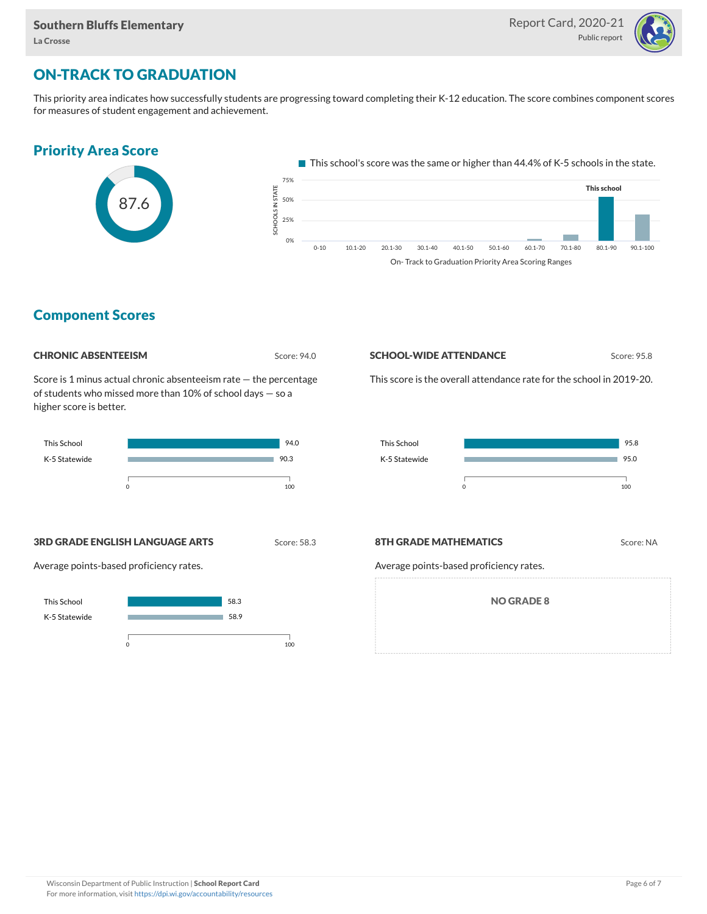# ON-TRACK TO GRADUATION

This priority area indicates how successfully students are progressing toward completing their K-12 education. The score combines component scores for measures of student engagement and achievement.

## Priority Area Score

87.6

This school's score was the same or higher than 44.4% of K-5 schools in the state.

## Component Scores

### CHRONIC ABSENTEEISM

Score: 94.0

Score is 1 minus actual chronic absenteeism rate — the percentage of students who missed more than 10% of school days — so a higher score is better.

| | Score |
|---|---|
| This School | 94.0 |
| K-5 Statewide | 90.3 |

### SCHOOL-WIDE ATTENDANCE

Score: 95.8

This score is the overall attendance rate for the school in 2019-20.

| | Score |
|---|---|
| This School | 95.8 |
| K-5 Statewide | 95.0 |

### 3RD GRADE ENGLISH LANGUAGE ARTS

Score: 58.3

Average points-based proficiency rates.

| | Score |
|---|---|
| This School | 58.3 |
| K-5 Statewide | 58.9 |

### 8TH GRADE MATHEMATICS

Score: NA

Average points-based proficiency rates.

NO GRADE 8

Wisconsin Department of Public Instruction | **School Report Card**
For more information, visit https://dpi.wi.gov/accountability/resources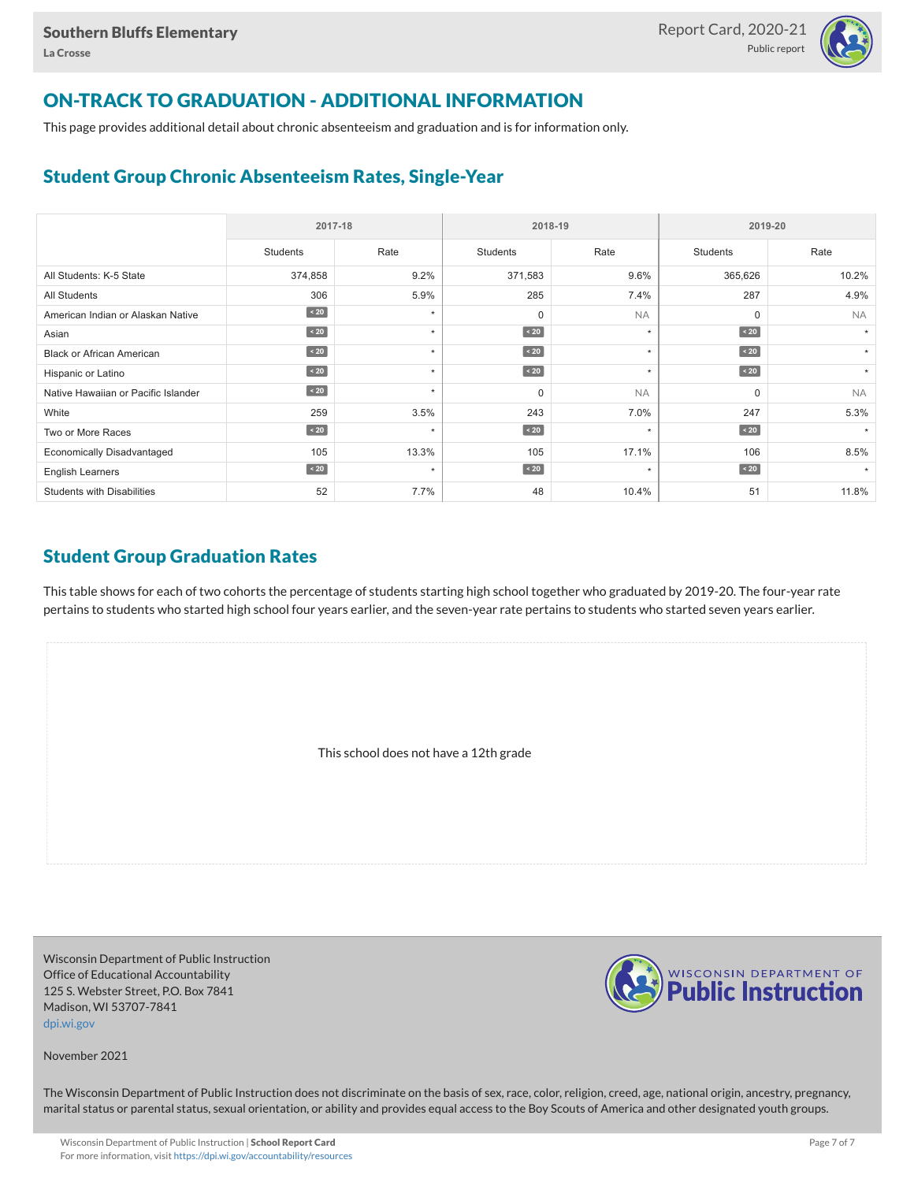Southern Bluffs Elementary
La Crosse

Report Card, 2020-21
Public report

# ON-TRACK TO GRADUATION - ADDITIONAL INFORMATION

This page provides additional detail about chronic absenteeism and graduation and is for information only.

## Student Group Chronic Absenteeism Rates, Single-Year

| | 2017-18 | | 2018-19 | | 2019-20 | |
|---|---|---|---|---|---|---|
| | Students | Rate | Students | Rate | Students | Rate |
| All Students: K-5 State | 374,858 | 9.2% | 371,583 | 9.6% | 365,626 | 10.2% |
| All Students | 306 | 5.9% | 285 | 7.4% | 287 | 4.9% |
| American Indian or Alaskan Native | < 20 | * | 0 | NA | 0 | NA |
| Asian | < 20 | * | < 20 | * | < 20 | * |
| Black or African American | < 20 | * | < 20 | * | < 20 | * |
| Hispanic or Latino | < 20 | * | < 20 | * | < 20 | * |
| Native Hawaiian or Pacific Islander | < 20 | * | 0 | NA | 0 | NA |
| White | 259 | 3.5% | 243 | 7.0% | 247 | 5.3% |
| Two or More Races | < 20 | * | < 20 | * | < 20 | * |
| Economically Disadvantaged | 105 | 13.3% | 105 | 17.1% | 106 | 8.5% |
| English Learners | < 20 | * | < 20 | * | < 20 | * |
| Students with Disabilities | 52 | 7.7% | 48 | 10.4% | 51 | 11.8% |

## Student Group Graduation Rates

This table shows for each of two cohorts the percentage of students starting high school together who graduated by 2019-20. The four-year rate pertains to students who started high school four years earlier, and the seven-year rate pertains to students who started seven years earlier.

This school does not have a 12th grade

Wisconsin Department of Public Instruction
Office of Educational Accountability
125 S. Webster Street, P.O. Box 7841
Madison, WI 53707-7841
dpi.wi.gov

November 2021

The Wisconsin Department of Public Instruction does not discriminate on the basis of sex, race, color, religion, creed, age, national origin, ancestry, pregnancy, marital status or parental status, sexual orientation, or ability and provides equal access to the Boy Scouts of America and other designated youth groups.